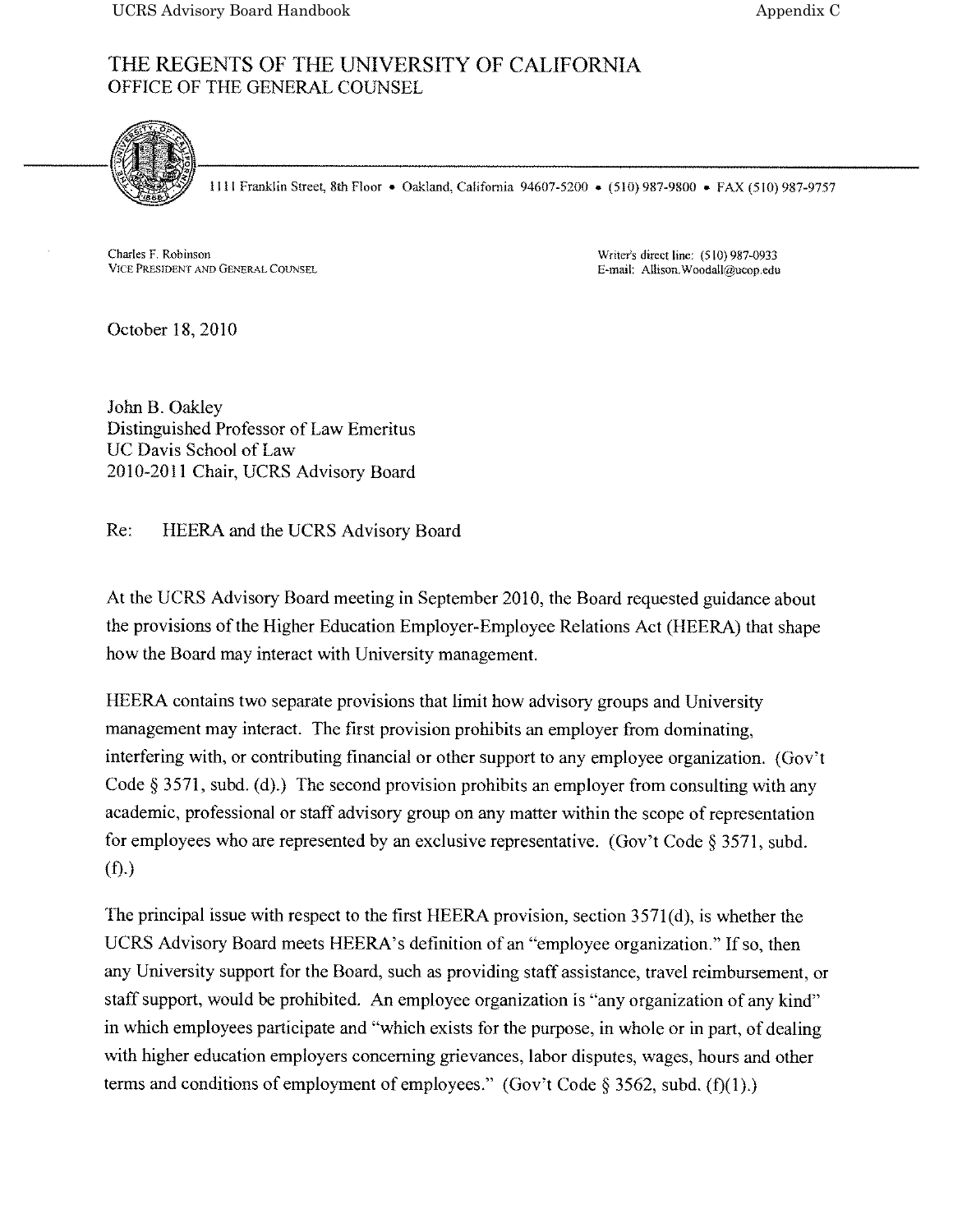# THE REGENTS OF THE UNIVERSITY OF CALIFORNIA
## OFFICE OF THE GENERAL COUNSEL

1111 Franklin Street, 8th Floor • Oakland, California 94607-5200 • (510) 987-9800 • FAX (510) 987-9757

Charles F. Robinson
VICE PRESIDENT AND GENERAL COUNSEL

Writer's direct line: (510) 987-0933
E-mail: Allison.Woodall@ucop.edu

October 18, 2010

John B. Oakley
Distinguished Professor of Law Emeritus
UC Davis School of Law
2010-2011 Chair, UCRS Advisory Board

Re: HEERA and the UCRS Advisory Board

At the UCRS Advisory Board meeting in September 2010, the Board requested guidance about the provisions of the Higher Education Employer-Employee Relations Act (HEERA) that shape how the Board may interact with University management.

HEERA contains two separate provisions that limit how advisory groups and University management may interact. The first provision prohibits an employer from dominating, interfering with, or contributing financial or other support to any employee organization. (Gov't Code § 3571, subd. (d).) The second provision prohibits an employer from consulting with any academic, professional or staff advisory group on any matter within the scope of representation for employees who are represented by an exclusive representative. (Gov't Code § 3571, subd. (f).)

The principal issue with respect to the first HEERA provision, section 3571(d), is whether the UCRS Advisory Board meets HEERA's definition of an "employee organization." If so, then any University support for the Board, such as providing staff assistance, travel reimbursement, or staff support, would be prohibited. An employee organization is "any organization of any kind" in which employees participate and "which exists for the purpose, in whole or in part, of dealing with higher education employers concerning grievances, labor disputes, wages, hours and other terms and conditions of employment of employees." (Gov't Code § 3562, subd. (f)(1).)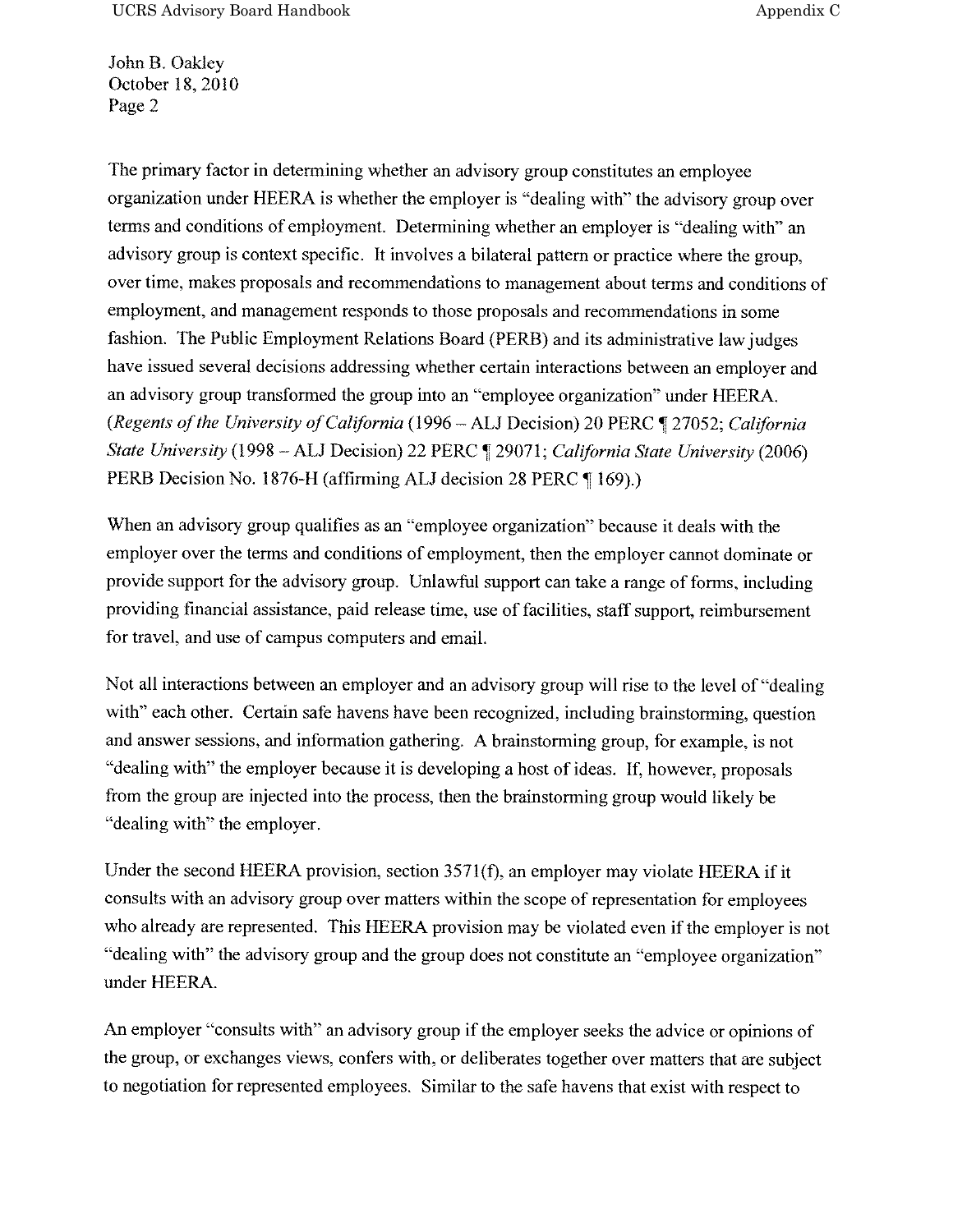The primary factor in determining whether an advisory group constitutes an employee organization under HEERA is whether the employer is "dealing with" the advisory group over terms and conditions of employment. Determining whether an employer is "dealing with" an advisory group is context specific. It involves a bilateral pattern or practice where the group, over time, makes proposals and recommendations to management about terms and conditions of employment, and management responds to those proposals and recommendations in some fashion. The Public Employment Relations Board (PERB) and its administrative law judges have issued several decisions addressing whether certain interactions between an employer and an advisory group transformed the group into an "employee organization" under HEERA. (*Regents of the University of California* (1996 – ALJ Decision) 20 PERC ¶ 27052; *California State University* (1998 – ALJ Decision) 22 PERC ¶ 29071; *California State University* (2006) PERB Decision No. 1876-H (affirming ALJ decision 28 PERC ¶ 169).)

When an advisory group qualifies as an "employee organization" because it deals with the employer over the terms and conditions of employment, then the employer cannot dominate or provide support for the advisory group. Unlawful support can take a range of forms, including providing financial assistance, paid release time, use of facilities, staff support, reimbursement for travel, and use of campus computers and email.

Not all interactions between an employer and an advisory group will rise to the level of "dealing with" each other. Certain safe havens have been recognized, including brainstorming, question and answer sessions, and information gathering. A brainstorming group, for example, is not "dealing with" the employer because it is developing a host of ideas. If, however, proposals from the group are injected into the process, then the brainstorming group would likely be "dealing with" the employer.

Under the second HEERA provision, section 3571(f), an employer may violate HEERA if it consults with an advisory group over matters within the scope of representation for employees who already are represented. This HEERA provision may be violated even if the employer is not "dealing with" the advisory group and the group does not constitute an "employee organization" under HEERA.

An employer "consults with" an advisory group if the employer seeks the advice or opinions of the group, or exchanges views, confers with, or deliberates together over matters that are subject to negotiation for represented employees. Similar to the safe havens that exist with respect to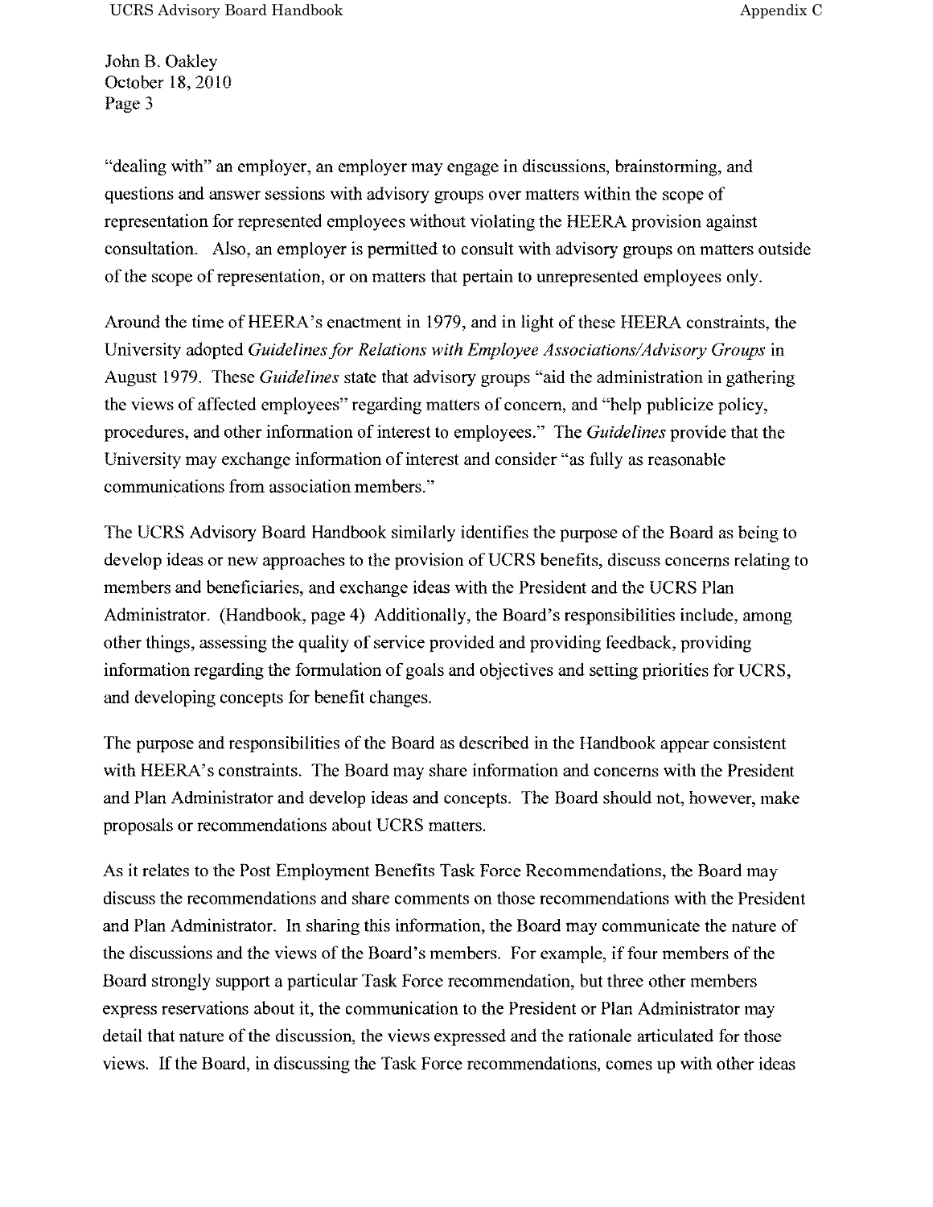"dealing with" an employer, an employer may engage in discussions, brainstorming, and questions and answer sessions with advisory groups over matters within the scope of representation for represented employees without violating the HEERA provision against consultation. Also, an employer is permitted to consult with advisory groups on matters outside of the scope of representation, or on matters that pertain to unrepresented employees only.

Around the time of HEERA's enactment in 1979, and in light of these HEERA constraints, the University adopted *Guidelines for Relations with Employee Associations/Advisory Groups* in August 1979. These *Guidelines* state that advisory groups "aid the administration in gathering the views of affected employees" regarding matters of concern, and "help publicize policy, procedures, and other information of interest to employees." The *Guidelines* provide that the University may exchange information of interest and consider "as fully as reasonable communications from association members."

The UCRS Advisory Board Handbook similarly identifies the purpose of the Board as being to develop ideas or new approaches to the provision of UCRS benefits, discuss concerns relating to members and beneficiaries, and exchange ideas with the President and the UCRS Plan Administrator. (Handbook, page 4) Additionally, the Board's responsibilities include, among other things, assessing the quality of service provided and providing feedback, providing information regarding the formulation of goals and objectives and setting priorities for UCRS, and developing concepts for benefit changes.

The purpose and responsibilities of the Board as described in the Handbook appear consistent with HEERA's constraints. The Board may share information and concerns with the President and Plan Administrator and develop ideas and concepts. The Board should not, however, make proposals or recommendations about UCRS matters.

As it relates to the Post Employment Benefits Task Force Recommendations, the Board may discuss the recommendations and share comments on those recommendations with the President and Plan Administrator. In sharing this information, the Board may communicate the nature of the discussions and the views of the Board's members. For example, if four members of the Board strongly support a particular Task Force recommendation, but three other members express reservations about it, the communication to the President or Plan Administrator may detail that nature of the discussion, the views expressed and the rationale articulated for those views. If the Board, in discussing the Task Force recommendations, comes up with other ideas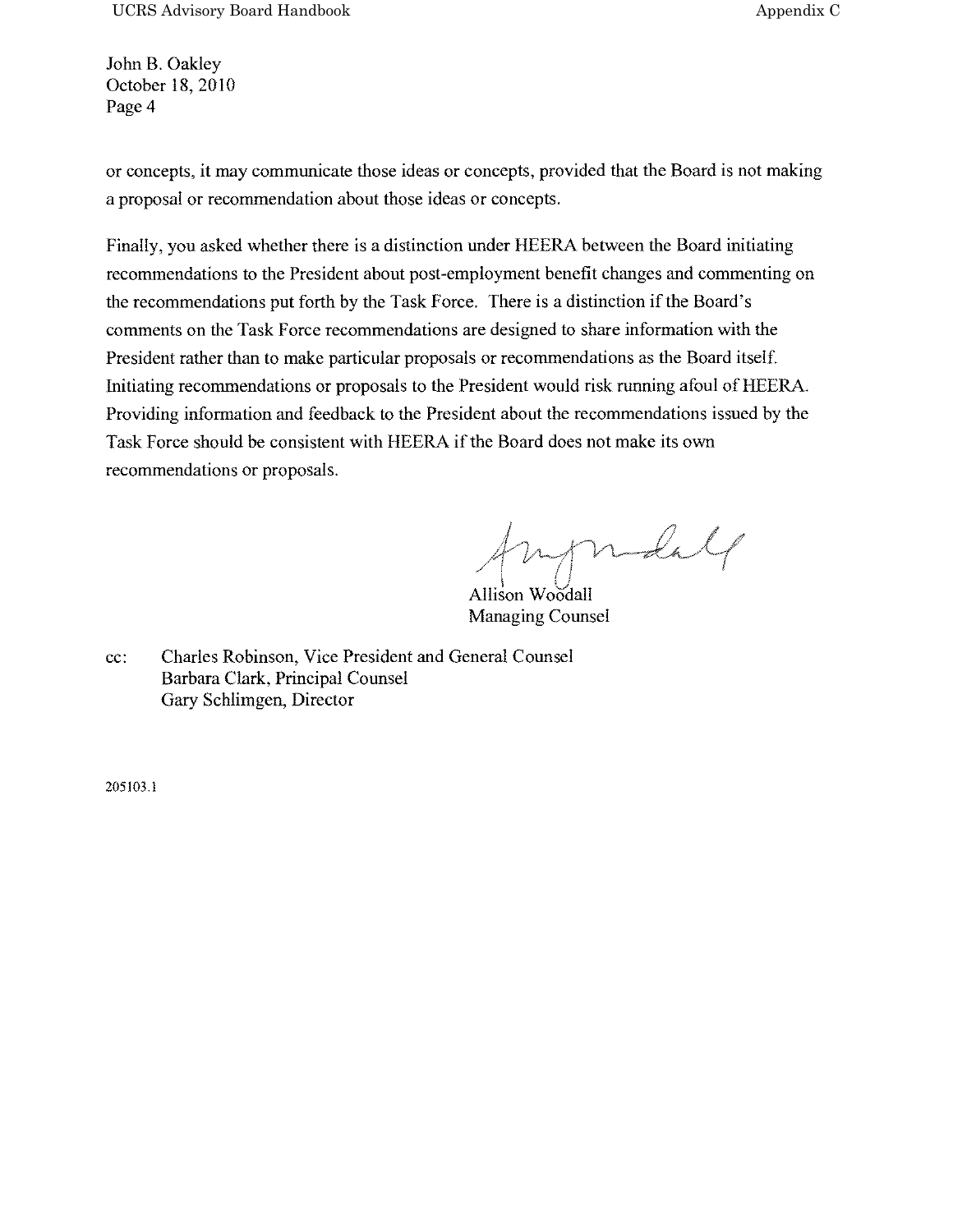John B. Oakley
October 18, 2010
Page 4

or concepts, it may communicate those ideas or concepts, provided that the Board is not making a proposal or recommendation about those ideas or concepts.

Finally, you asked whether there is a distinction under HEERA between the Board initiating recommendations to the President about post-employment benefit changes and commenting on the recommendations put forth by the Task Force. There is a distinction if the Board's comments on the Task Force recommendations are designed to share information with the President rather than to make particular proposals or recommendations as the Board itself. Initiating recommendations or proposals to the President would risk running afoul of HEERA. Providing information and feedback to the President about the recommendations issued by the Task Force should be consistent with HEERA if the Board does not make its own recommendations or proposals.

Allison Woodall
Managing Counsel

cc: Charles Robinson, Vice President and General Counsel
Barbara Clark, Principal Counsel
Gary Schlimgen, Director

205103.1